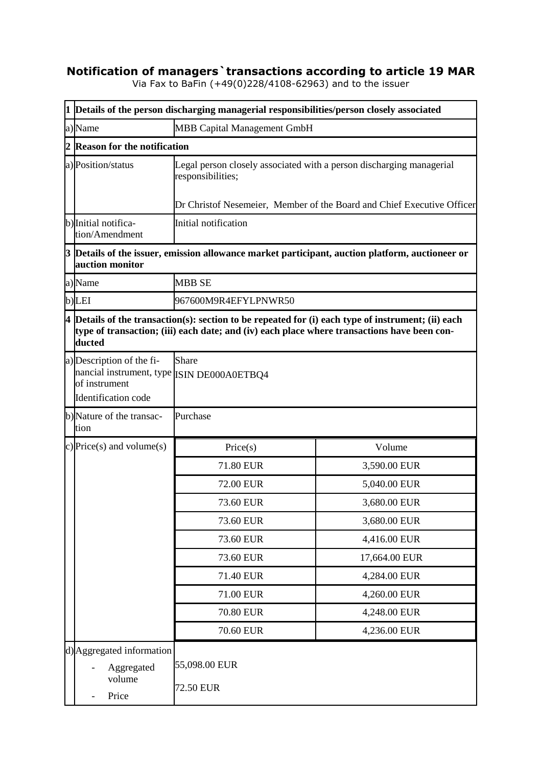# Notification of managers`transactions according to article 19 MAR

Via Fax to BaFin (+49(0)228/4108-62963) and to the issuer

| | | |
|---|---|---|
| **1** | **Details of the person discharging managerial responsibilities/person closely associated** | |
| a) | Name | MBB Capital Management GmbH |
| **2** | **Reason for the notification** | |
| a) | Position/status | Legal person closely associated with a person discharging managerial responsibilities;<br><br>Dr Christof Nesemeier, Member of the Board and Chief Executive Officer |
| b) | Initial notification/Amendment | Initial notification |
| **3** | **Details of the issuer, emission allowance market participant, auction platform, auctioneer or auction monitor** | |
| a) | Name | MBB SE |
| b) | LEI | 967600M9R4EFYLPNWR50 |
| **4** | **Details of the transaction(s): section to be repeated for (i) each type of instrument; (ii) each type of transaction; (iii) each date; and (iv) each place where transactions have been conducted** | |
| a) | Description of the financial instrument, type of instrument<br>Identification code | Share<br>ISIN DE000A0ETBQ4 |
| b) | Nature of the transaction | Purchase |
| c) | Price(s) and volume(s) | see table below |
| d) | Aggregated information<br>- Aggregated volume<br>- Price | 55,098.00 EUR<br>72.50 EUR |

| Price(s) | Volume |
|---|---|
| 71.80 EUR | 3,590.00 EUR |
| 72.00 EUR | 5,040.00 EUR |
| 73.60 EUR | 3,680.00 EUR |
| 73.60 EUR | 3,680.00 EUR |
| 73.60 EUR | 4,416.00 EUR |
| 73.60 EUR | 17,664.00 EUR |
| 71.40 EUR | 4,284.00 EUR |
| 71.00 EUR | 4,260.00 EUR |
| 70.80 EUR | 4,248.00 EUR |
| 70.60 EUR | 4,236.00 EUR |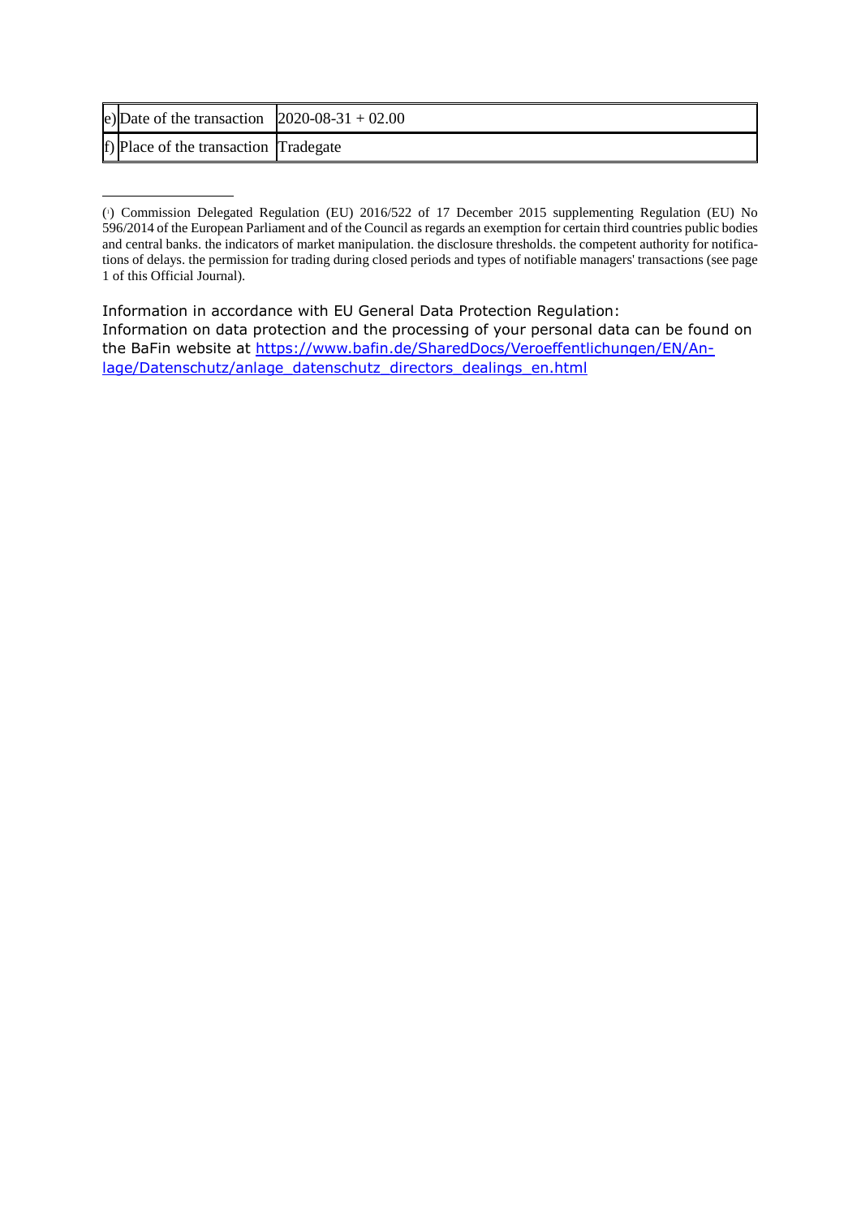| | | |
|---|---|---|
| e) | Date of the transaction | 2020-08-31 + 02.00 |
| f) | Place of the transaction | Tradegate |

---

(1) Commission Delegated Regulation (EU) 2016/522 of 17 December 2015 supplementing Regulation (EU) No 596/2014 of the European Parliament and of the Council as regards an exemption for certain third countries public bodies and central banks. the indicators of market manipulation. the disclosure thresholds. the competent authority for notifications of delays. the permission for trading during closed periods and types of notifiable managers' transactions (see page 1 of this Official Journal).

Information in accordance with EU General Data Protection Regulation:
Information on data protection and the processing of your personal data can be found on the BaFin website at https://www.bafin.de/SharedDocs/Veroeffentlichungen/EN/Anlage/Datenschutz/anlage_datenschutz_directors_dealings_en.html